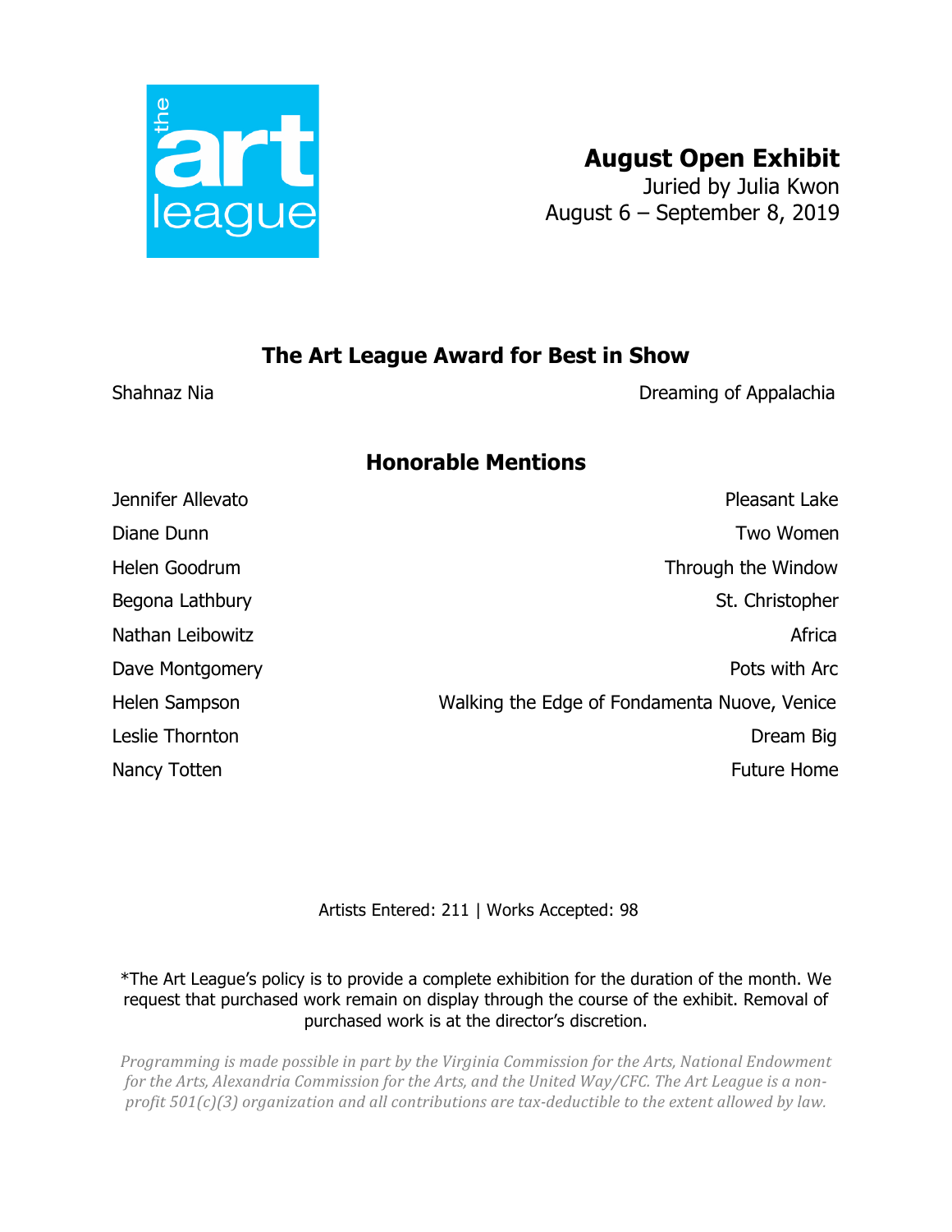# August Open Exhibit

Juried by Julia Kwon
August 6 – September 8, 2019

## The Art League Award for Best in Show

| Artist | Title |
|---|---|
| Shahnaz Nia | Dreaming of Appalachia |

## Honorable Mentions

| Artist | Title |
|---|---|
| Jennifer Allevato | Pleasant Lake |
| Diane Dunn | Two Women |
| Helen Goodrum | Through the Window |
| Begona Lathbury | St. Christopher |
| Nathan Leibowitz | Africa |
| Dave Montgomery | Pots with Arc |
| Helen Sampson | Walking the Edge of Fondamenta Nuove, Venice |
| Leslie Thornton | Dream Big |
| Nancy Totten | Future Home |

Artists Entered: 211 | Works Accepted: 98

*The Art League's policy is to provide a complete exhibition for the duration of the month. We request that purchased work remain on display through the course of the exhibit. Removal of purchased work is at the director's discretion.

*Programming is made possible in part by the Virginia Commission for the Arts, National Endowment for the Arts, Alexandria Commission for the Arts, and the United Way/CFC. The Art League is a non-profit 501(c)(3) organization and all contributions are tax-deductible to the extent allowed by law.*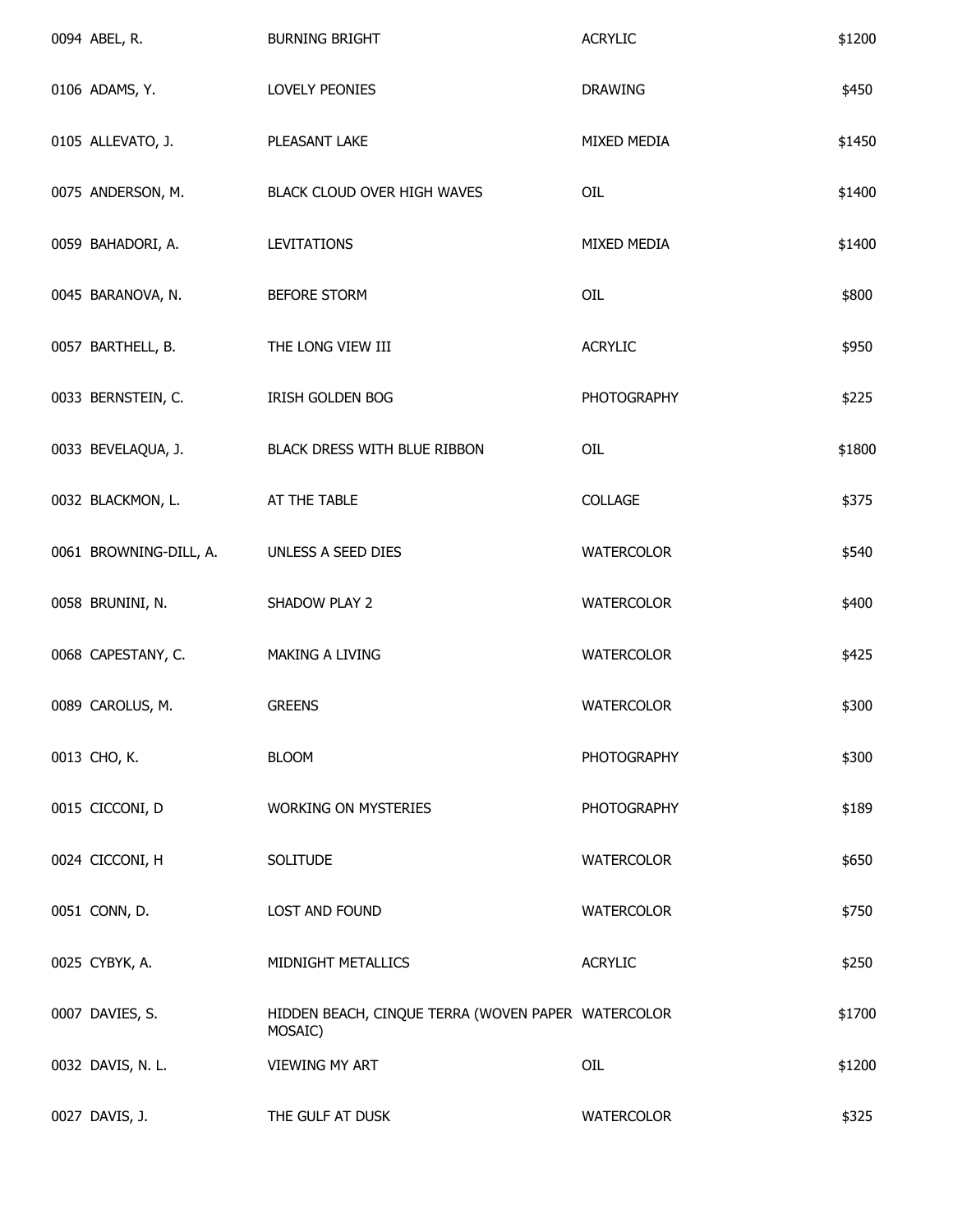| | | | |
|---|---|---|---|
| 0094 ABEL, R. | BURNING BRIGHT | ACRYLIC | $1200 |
| 0106 ADAMS, Y. | LOVELY PEONIES | DRAWING | $450 |
| 0105 ALLEVATO, J. | PLEASANT LAKE | MIXED MEDIA | $1450 |
| 0075 ANDERSON, M. | BLACK CLOUD OVER HIGH WAVES | OIL | $1400 |
| 0059 BAHADORI, A. | LEVITATIONS | MIXED MEDIA | $1400 |
| 0045 BARANOVA, N. | BEFORE STORM | OIL | $800 |
| 0057 BARTHELL, B. | THE LONG VIEW III | ACRYLIC | $950 |
| 0033 BERNSTEIN, C. | IRISH GOLDEN BOG | PHOTOGRAPHY | $225 |
| 0033 BEVELAQUA, J. | BLACK DRESS WITH BLUE RIBBON | OIL | $1800 |
| 0032 BLACKMON, L. | AT THE TABLE | COLLAGE | $375 |
| 0061 BROWNING-DILL, A. | UNLESS A SEED DIES | WATERCOLOR | $540 |
| 0058 BRUNINI, N. | SHADOW PLAY 2 | WATERCOLOR | $400 |
| 0068 CAPESTANY, C. | MAKING A LIVING | WATERCOLOR | $425 |
| 0089 CAROLUS, M. | GREENS | WATERCOLOR | $300 |
| 0013 CHO, K. | BLOOM | PHOTOGRAPHY | $300 |
| 0015 CICCONI, D | WORKING ON MYSTERIES | PHOTOGRAPHY | $189 |
| 0024 CICCONI, H | SOLITUDE | WATERCOLOR | $650 |
| 0051 CONN, D. | LOST AND FOUND | WATERCOLOR | $750 |
| 0025 CYBYK, A. | MIDNIGHT METALLICS | ACRYLIC | $250 |
| 0007 DAVIES, S. | HIDDEN BEACH, CINQUE TERRA (WOVEN PAPER MOSAIC) | WATERCOLOR | $1700 |
| 0032 DAVIS, N. L. | VIEWING MY ART | OIL | $1200 |
| 0027 DAVIS, J. | THE GULF AT DUSK | WATERCOLOR | $325 |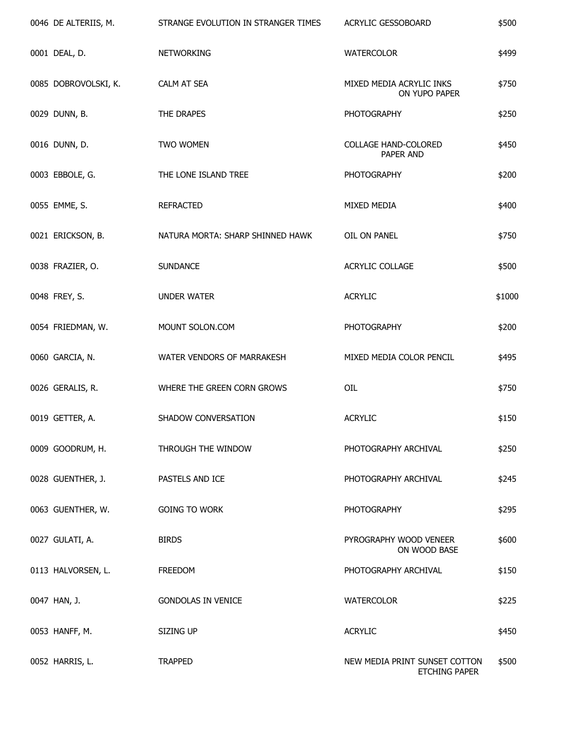| | | | |
|---|---|---|---|
| 0046 DE ALTERIIS, M. | STRANGE EVOLUTION IN STRANGER TIMES | ACRYLIC GESSOBOARD | $500 |
| 0001 DEAL, D. | NETWORKING | WATERCOLOR | $499 |
| 0085 DOBROVOLSKI, K. | CALM AT SEA | MIXED MEDIA ACRYLIC INKS ON YUPO PAPER | $750 |
| 0029 DUNN, B. | THE DRAPES | PHOTOGRAPHY | $250 |
| 0016 DUNN, D. | TWO WOMEN | COLLAGE HAND-COLORED PAPER AND | $450 |
| 0003 EBBOLE, G. | THE LONE ISLAND TREE | PHOTOGRAPHY | $200 |
| 0055 EMME, S. | REFRACTED | MIXED MEDIA | $400 |
| 0021 ERICKSON, B. | NATURA MORTA: SHARP SHINNED HAWK | OIL ON PANEL | $750 |
| 0038 FRAZIER, O. | SUNDANCE | ACRYLIC COLLAGE | $500 |
| 0048 FREY, S. | UNDER WATER | ACRYLIC | $1000 |
| 0054 FRIEDMAN, W. | MOUNT SOLON.COM | PHOTOGRAPHY | $200 |
| 0060 GARCIA, N. | WATER VENDORS OF MARRAKESH | MIXED MEDIA COLOR PENCIL | $495 |
| 0026 GERALIS, R. | WHERE THE GREEN CORN GROWS | OIL | $750 |
| 0019 GETTER, A. | SHADOW CONVERSATION | ACRYLIC | $150 |
| 0009 GOODRUM, H. | THROUGH THE WINDOW | PHOTOGRAPHY ARCHIVAL | $250 |
| 0028 GUENTHER, J. | PASTELS AND ICE | PHOTOGRAPHY ARCHIVAL | $245 |
| 0063 GUENTHER, W. | GOING TO WORK | PHOTOGRAPHY | $295 |
| 0027 GULATI, A. | BIRDS | PYROGRAPHY WOOD VENEER ON WOOD BASE | $600 |
| 0113 HALVORSEN, L. | FREEDOM | PHOTOGRAPHY ARCHIVAL | $150 |
| 0047 HAN, J. | GONDOLAS IN VENICE | WATERCOLOR | $225 |
| 0053 HANFF, M. | SIZING UP | ACRYLIC | $450 |
| 0052 HARRIS, L. | TRAPPED | NEW MEDIA PRINT SUNSET COTTON ETCHING PAPER | $500 |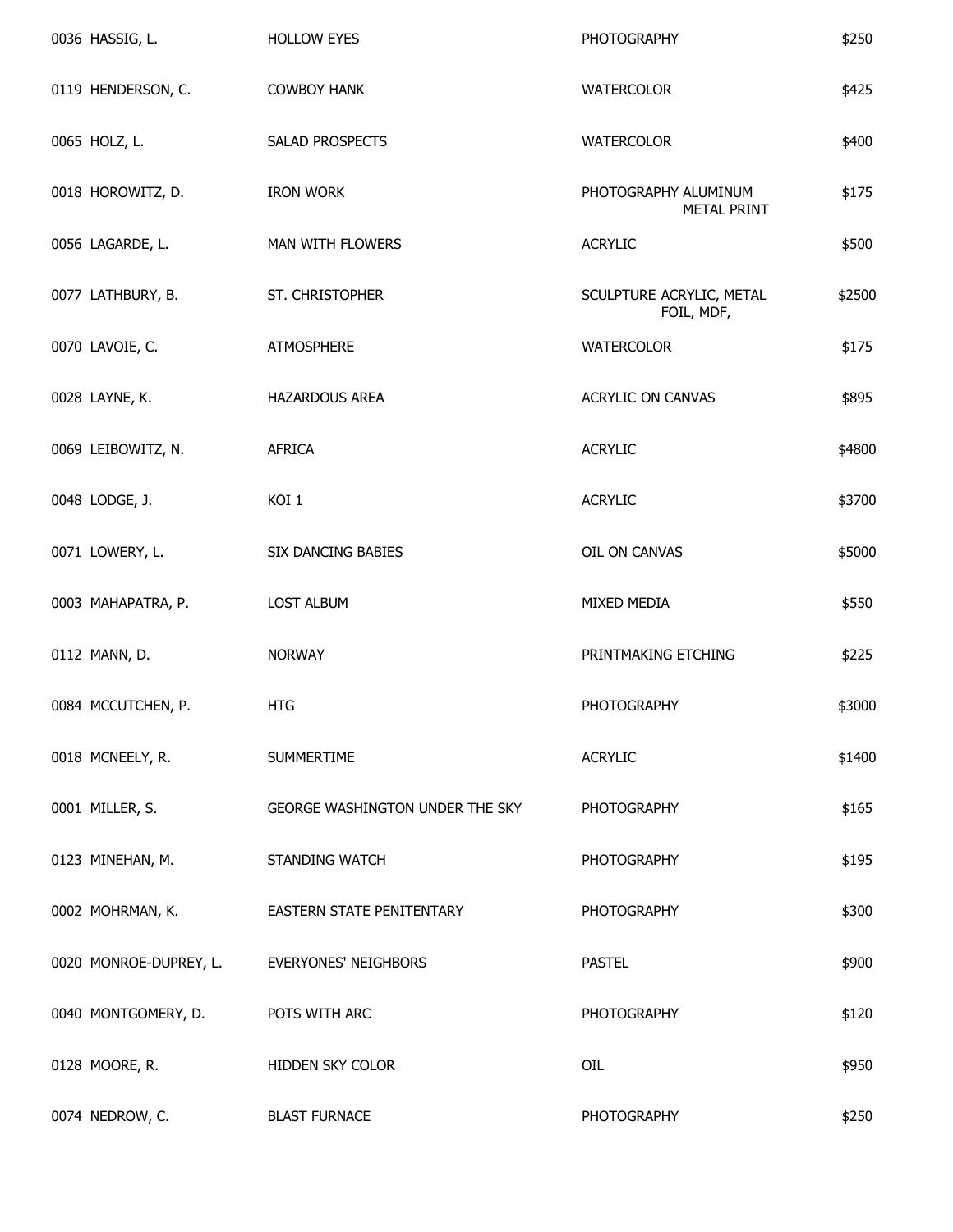| | | | |
|---|---|---|---|
| 0036 HASSIG, L. | HOLLOW EYES | PHOTOGRAPHY | $250 |
| 0119 HENDERSON, C. | COWBOY HANK | WATERCOLOR | $425 |
| 0065 HOLZ, L. | SALAD PROSPECTS | WATERCOLOR | $400 |
| 0018 HOROWITZ, D. | IRON WORK | PHOTOGRAPHY ALUMINUM METAL PRINT | $175 |
| 0056 LAGARDE, L. | MAN WITH FLOWERS | ACRYLIC | $500 |
| 0077 LATHBURY, B. | ST. CHRISTOPHER | SCULPTURE ACRYLIC, METAL FOIL, MDF, | $2500 |
| 0070 LAVOIE, C. | ATMOSPHERE | WATERCOLOR | $175 |
| 0028 LAYNE, K. | HAZARDOUS AREA | ACRYLIC ON CANVAS | $895 |
| 0069 LEIBOWITZ, N. | AFRICA | ACRYLIC | $4800 |
| 0048 LODGE, J. | KOI 1 | ACRYLIC | $3700 |
| 0071 LOWERY, L. | SIX DANCING BABIES | OIL ON CANVAS | $5000 |
| 0003 MAHAPATRA, P. | LOST ALBUM | MIXED MEDIA | $550 |
| 0112 MANN, D. | NORWAY | PRINTMAKING ETCHING | $225 |
| 0084 MCCUTCHEN, P. | HTG | PHOTOGRAPHY | $3000 |
| 0018 MCNEELY, R. | SUMMERTIME | ACRYLIC | $1400 |
| 0001 MILLER, S. | GEORGE WASHINGTON UNDER THE SKY | PHOTOGRAPHY | $165 |
| 0123 MINEHAN, M. | STANDING WATCH | PHOTOGRAPHY | $195 |
| 0002 MOHRMAN, K. | EASTERN STATE PENITENTARY | PHOTOGRAPHY | $300 |
| 0020 MONROE-DUPREY, L. | EVERYONES' NEIGHBORS | PASTEL | $900 |
| 0040 MONTGOMERY, D. | POTS WITH ARC | PHOTOGRAPHY | $120 |
| 0128 MOORE, R. | HIDDEN SKY COLOR | OIL | $950 |
| 0074 NEDROW, C. | BLAST FURNACE | PHOTOGRAPHY | $250 |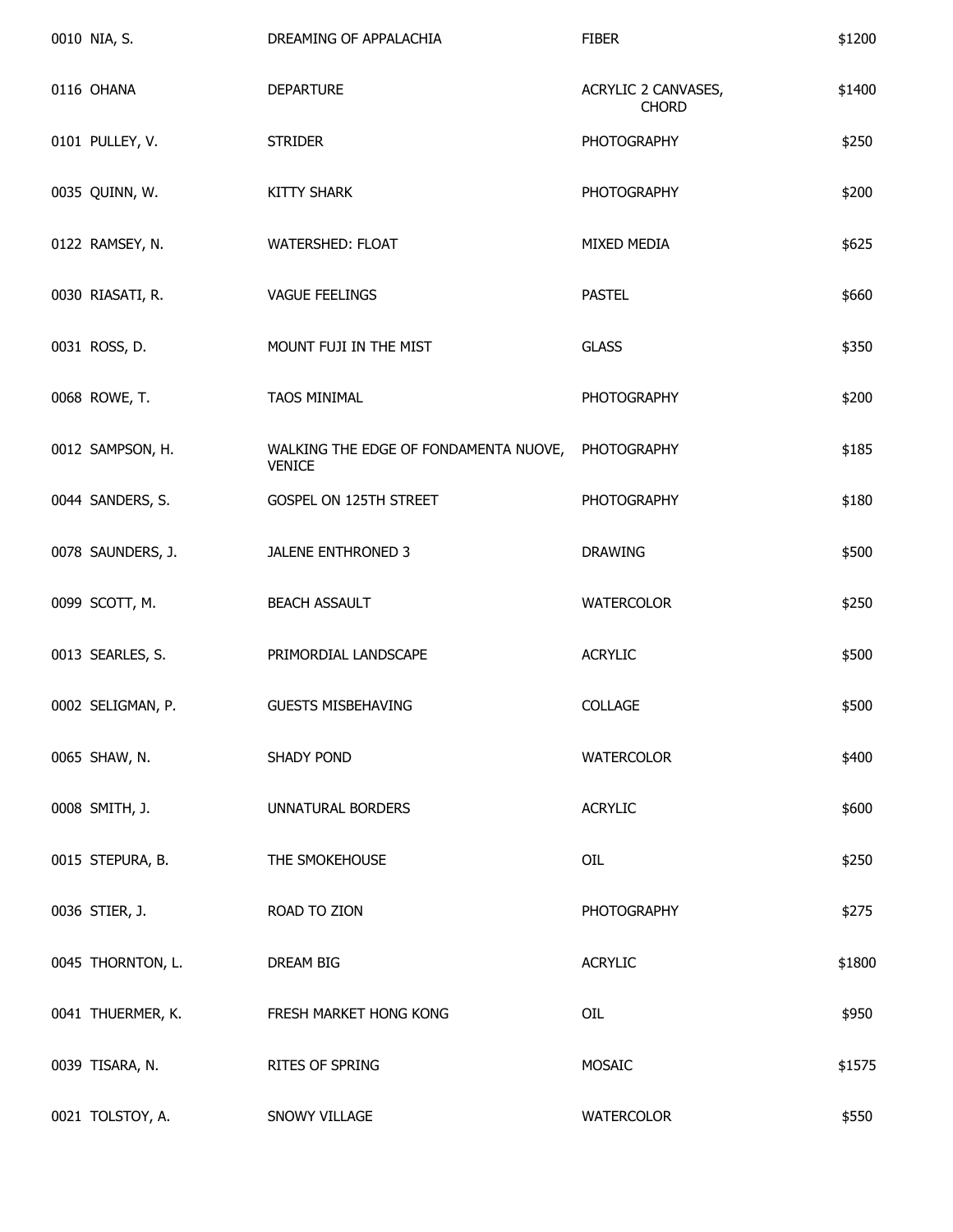| | | | |
|---|---|---|---|
| 0010 NIA, S. | DREAMING OF APPALACHIA | FIBER | $1200 |
| 0116 OHANA | DEPARTURE | ACRYLIC 2 CANVASES, CHORD | $1400 |
| 0101 PULLEY, V. | STRIDER | PHOTOGRAPHY | $250 |
| 0035 QUINN, W. | KITTY SHARK | PHOTOGRAPHY | $200 |
| 0122 RAMSEY, N. | WATERSHED: FLOAT | MIXED MEDIA | $625 |
| 0030 RIASATI, R. | VAGUE FEELINGS | PASTEL | $660 |
| 0031 ROSS, D. | MOUNT FUJI IN THE MIST | GLASS | $350 |
| 0068 ROWE, T. | TAOS MINIMAL | PHOTOGRAPHY | $200 |
| 0012 SAMPSON, H. | WALKING THE EDGE OF FONDAMENTA NUOVE, VENICE | PHOTOGRAPHY | $185 |
| 0044 SANDERS, S. | GOSPEL ON 125TH STREET | PHOTOGRAPHY | $180 |
| 0078 SAUNDERS, J. | JALENE ENTHRONED 3 | DRAWING | $500 |
| 0099 SCOTT, M. | BEACH ASSAULT | WATERCOLOR | $250 |
| 0013 SEARLES, S. | PRIMORDIAL LANDSCAPE | ACRYLIC | $500 |
| 0002 SELIGMAN, P. | GUESTS MISBEHAVING | COLLAGE | $500 |
| 0065 SHAW, N. | SHADY POND | WATERCOLOR | $400 |
| 0008 SMITH, J. | UNNATURAL BORDERS | ACRYLIC | $600 |
| 0015 STEPURA, B. | THE SMOKEHOUSE | OIL | $250 |
| 0036 STIER, J. | ROAD TO ZION | PHOTOGRAPHY | $275 |
| 0045 THORNTON, L. | DREAM BIG | ACRYLIC | $1800 |
| 0041 THUERMER, K. | FRESH MARKET HONG KONG | OIL | $950 |
| 0039 TISARA, N. | RITES OF SPRING | MOSAIC | $1575 |
| 0021 TOLSTOY, A. | SNOWY VILLAGE | WATERCOLOR | $550 |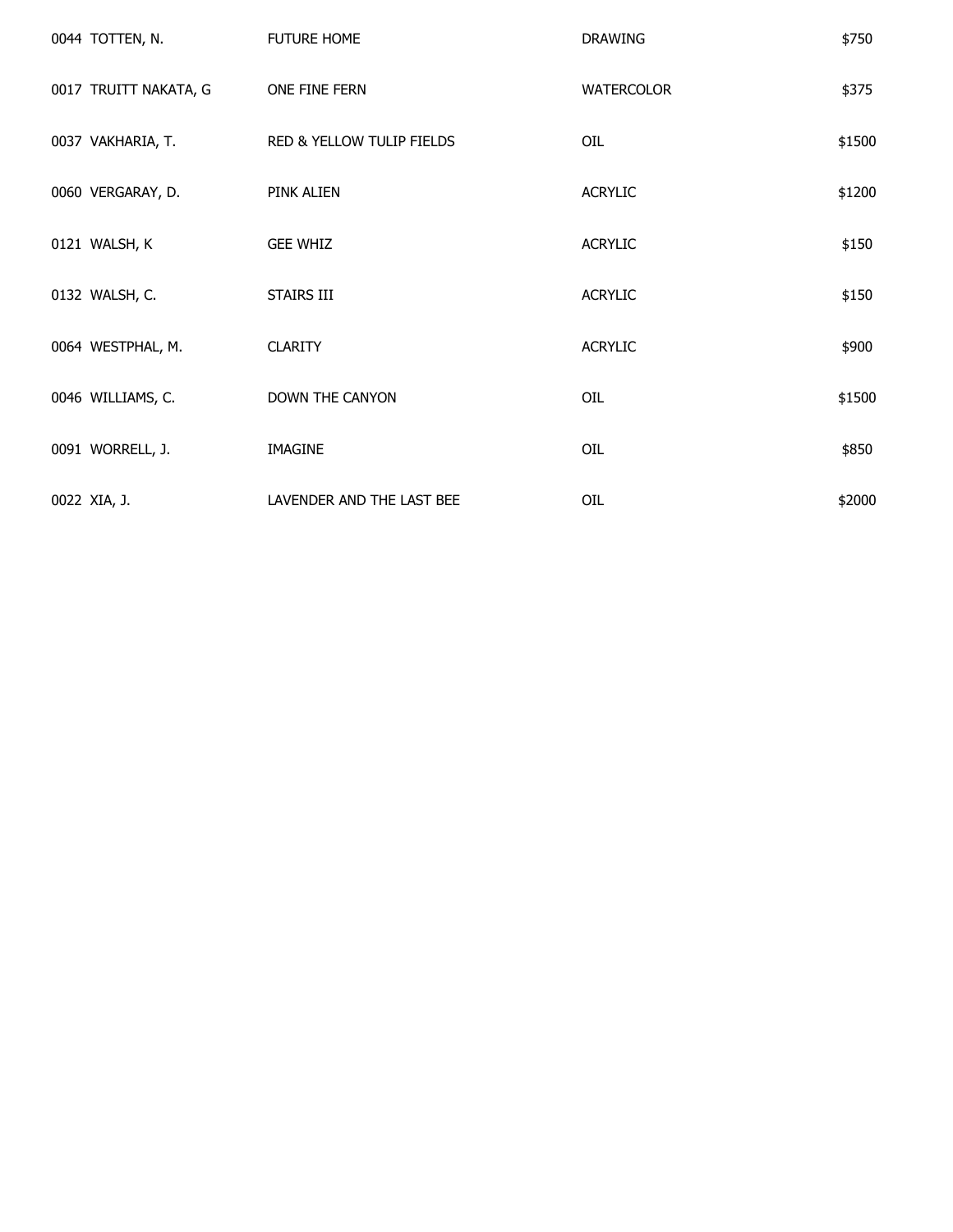| | | | |
|---|---|---|---|
| 0044 TOTTEN, N. | FUTURE HOME | DRAWING | $750 |
| 0017 TRUITT NAKATA, G | ONE FINE FERN | WATERCOLOR | $375 |
| 0037 VAKHARIA, T. | RED & YELLOW TULIP FIELDS | OIL | $1500 |
| 0060 VERGARAY, D. | PINK ALIEN | ACRYLIC | $1200 |
| 0121 WALSH, K | GEE WHIZ | ACRYLIC | $150 |
| 0132 WALSH, C. | STAIRS III | ACRYLIC | $150 |
| 0064 WESTPHAL, M. | CLARITY | ACRYLIC | $900 |
| 0046 WILLIAMS, C. | DOWN THE CANYON | OIL | $1500 |
| 0091 WORRELL, J. | IMAGINE | OIL | $850 |
| 0022 XIA, J. | LAVENDER AND THE LAST BEE | OIL | $2000 |